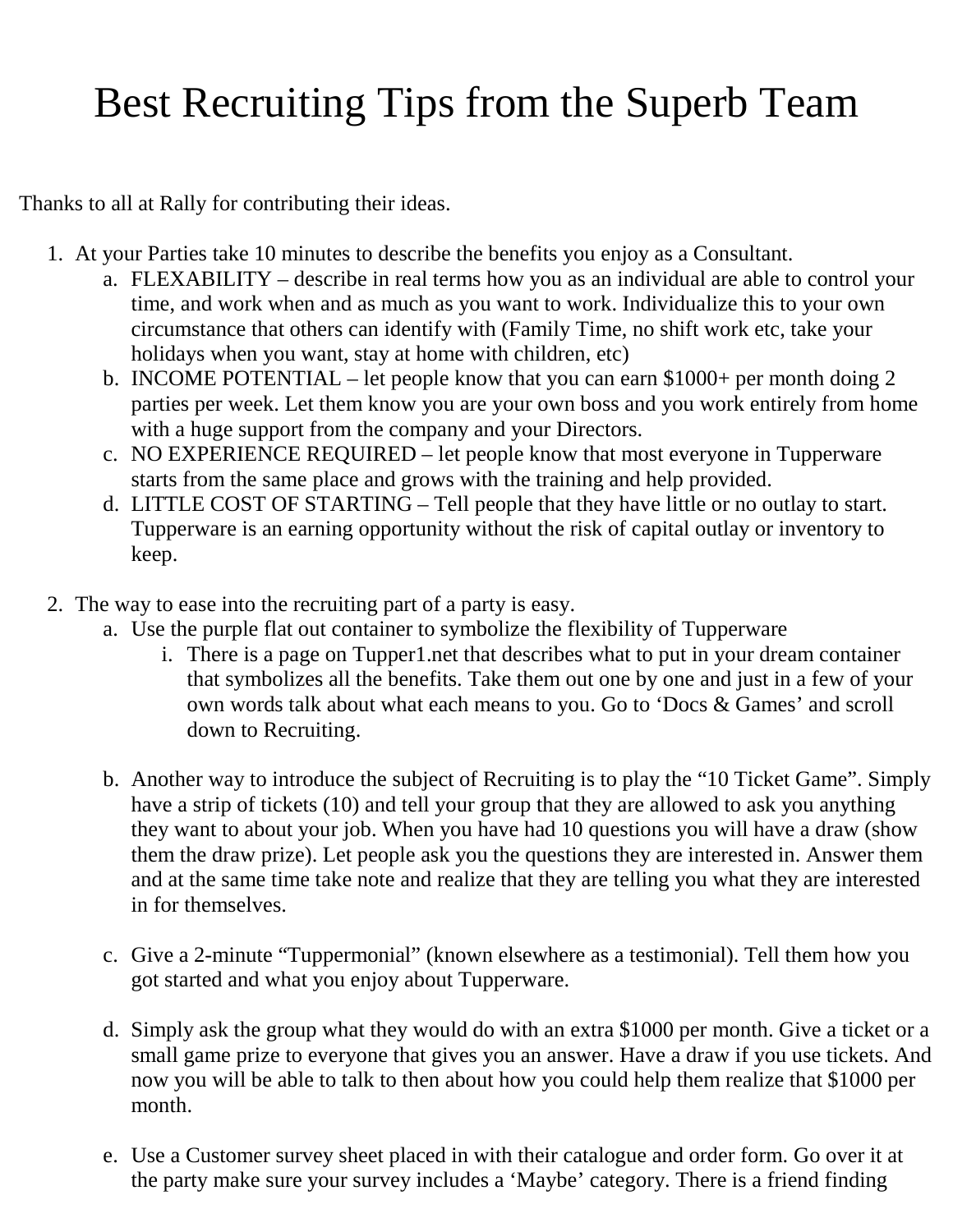# Best Recruiting Tips from the Superb Team

Thanks to all at Rally for contributing their ideas.

1. At your Parties take 10 minutes to describe the benefits you enjoy as a Consultant.
   a. FLEXABILITY – describe in real terms how you as an individual are able to control your time, and work when and as much as you want to work. Individualize this to your own circumstance that others can identify with (Family Time, no shift work etc, take your holidays when you want, stay at home with children, etc)
   b. INCOME POTENTIAL – let people know that you can earn $1000+ per month doing 2 parties per week. Let them know you are your own boss and you work entirely from home with a huge support from the company and your Directors.
   c. NO EXPERIENCE REQUIRED – let people know that most everyone in Tupperware starts from the same place and grows with the training and help provided.
   d. LITTLE COST OF STARTING – Tell people that they have little or no outlay to start. Tupperware is an earning opportunity without the risk of capital outlay or inventory to keep.

2. The way to ease into the recruiting part of a party is easy.
   a. Use the purple flat out container to symbolize the flexibility of Tupperware
      i. There is a page on Tupper1.net that describes what to put in your dream container that symbolizes all the benefits. Take them out one by one and just in a few of your own words talk about what each means to you. Go to 'Docs & Games' and scroll down to Recruiting.

   b. Another way to introduce the subject of Recruiting is to play the "10 Ticket Game". Simply have a strip of tickets (10) and tell your group that they are allowed to ask you anything they want to about your job. When you have had 10 questions you will have a draw (show them the draw prize). Let people ask you the questions they are interested in. Answer them and at the same time take note and realize that they are telling you what they are interested in for themselves.

   c. Give a 2-minute "Tuppermonial" (known elsewhere as a testimonial). Tell them how you got started and what you enjoy about Tupperware.

   d. Simply ask the group what they would do with an extra $1000 per month. Give a ticket or a small game prize to everyone that gives you an answer. Have a draw if you use tickets. And now you will be able to talk to then about how you could help them realize that $1000 per month.

   e. Use a Customer survey sheet placed in with their catalogue and order form. Go over it at the party make sure your survey includes a 'Maybe' category. There is a friend finding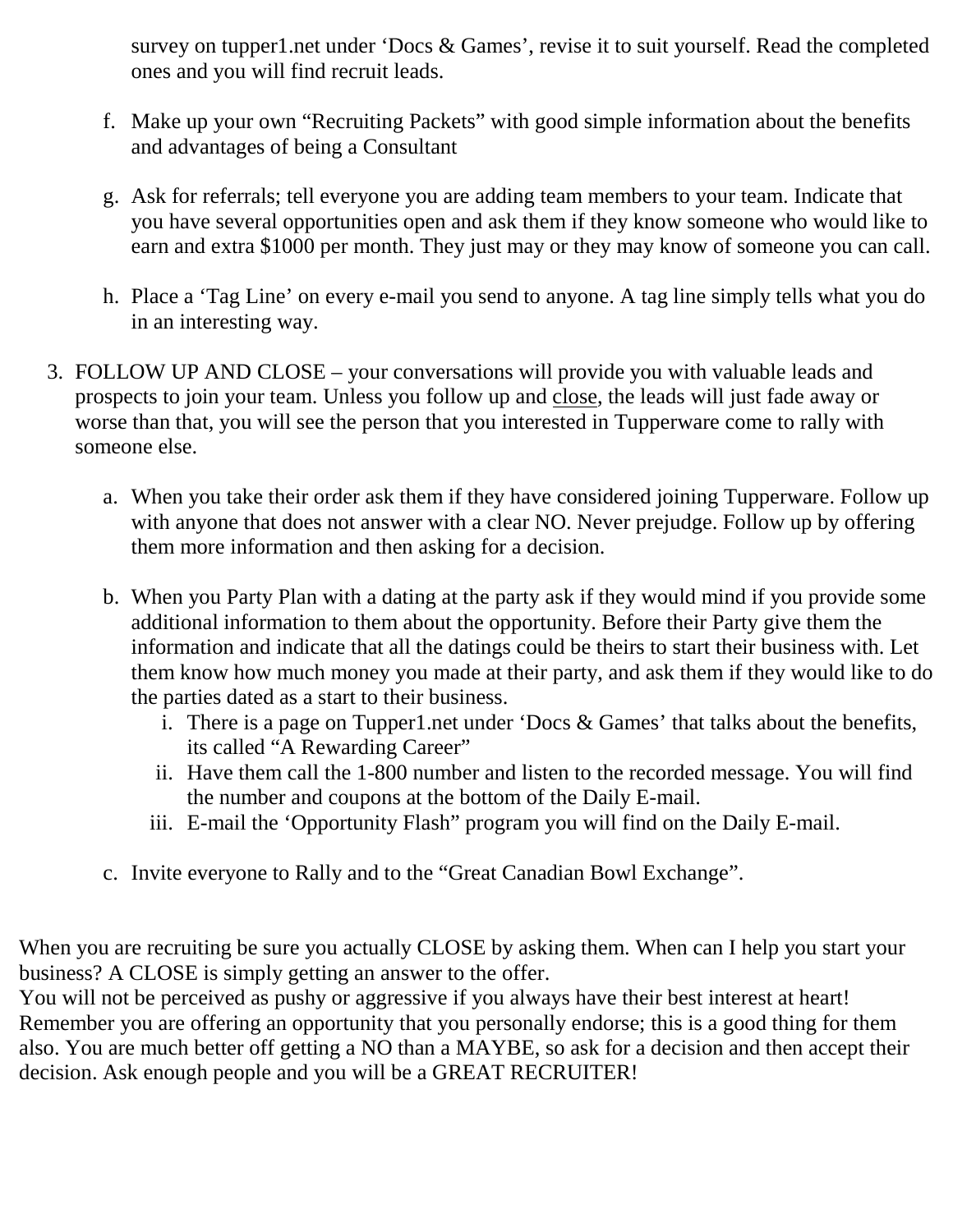survey on tupper1.net under ‘Docs & Games’, revise it to suit yourself. Read the completed ones and you will find recruit leads.

f. Make up your own “Recruiting Packets” with good simple information about the benefits and advantages of being a Consultant

g. Ask for referrals; tell everyone you are adding team members to your team. Indicate that you have several opportunities open and ask them if they know someone who would like to earn and extra $1000 per month. They just may or they may know of someone you can call.

h. Place a ‘Tag Line’ on every e-mail you send to anyone. A tag line simply tells what you do in an interesting way.

3. FOLLOW UP AND CLOSE – your conversations will provide you with valuable leads and prospects to join your team. Unless you follow up and <u>close</u>, the leads will just fade away or worse than that, you will see the person that you interested in Tupperware come to rally with someone else.

   a. When you take their order ask them if they have considered joining Tupperware. Follow up with anyone that does not answer with a clear NO. Never prejudge. Follow up by offering them more information and then asking for a decision.

   b. When you Party Plan with a dating at the party ask if they would mind if you provide some additional information to them about the opportunity. Before their Party give them the information and indicate that all the datings could be theirs to start their business with. Let them know how much money you made at their party, and ask them if they would like to do the parties dated as a start to their business.
      i. There is a page on Tupper1.net under ‘Docs & Games’ that talks about the benefits, its called “A Rewarding Career”
      ii. Have them call the 1-800 number and listen to the recorded message. You will find the number and coupons at the bottom of the Daily E-mail.
      iii. E-mail the ‘Opportunity Flash” program you will find on the Daily E-mail.

   c. Invite everyone to Rally and to the “Great Canadian Bowl Exchange”.

When you are recruiting be sure you actually CLOSE by asking them. When can I help you start your business? A CLOSE is simply getting an answer to the offer.
You will not be perceived as pushy or aggressive if you always have their best interest at heart! Remember you are offering an opportunity that you personally endorse; this is a good thing for them also. You are much better off getting a NO than a MAYBE, so ask for a decision and then accept their decision. Ask enough people and you will be a GREAT RECRUITER!